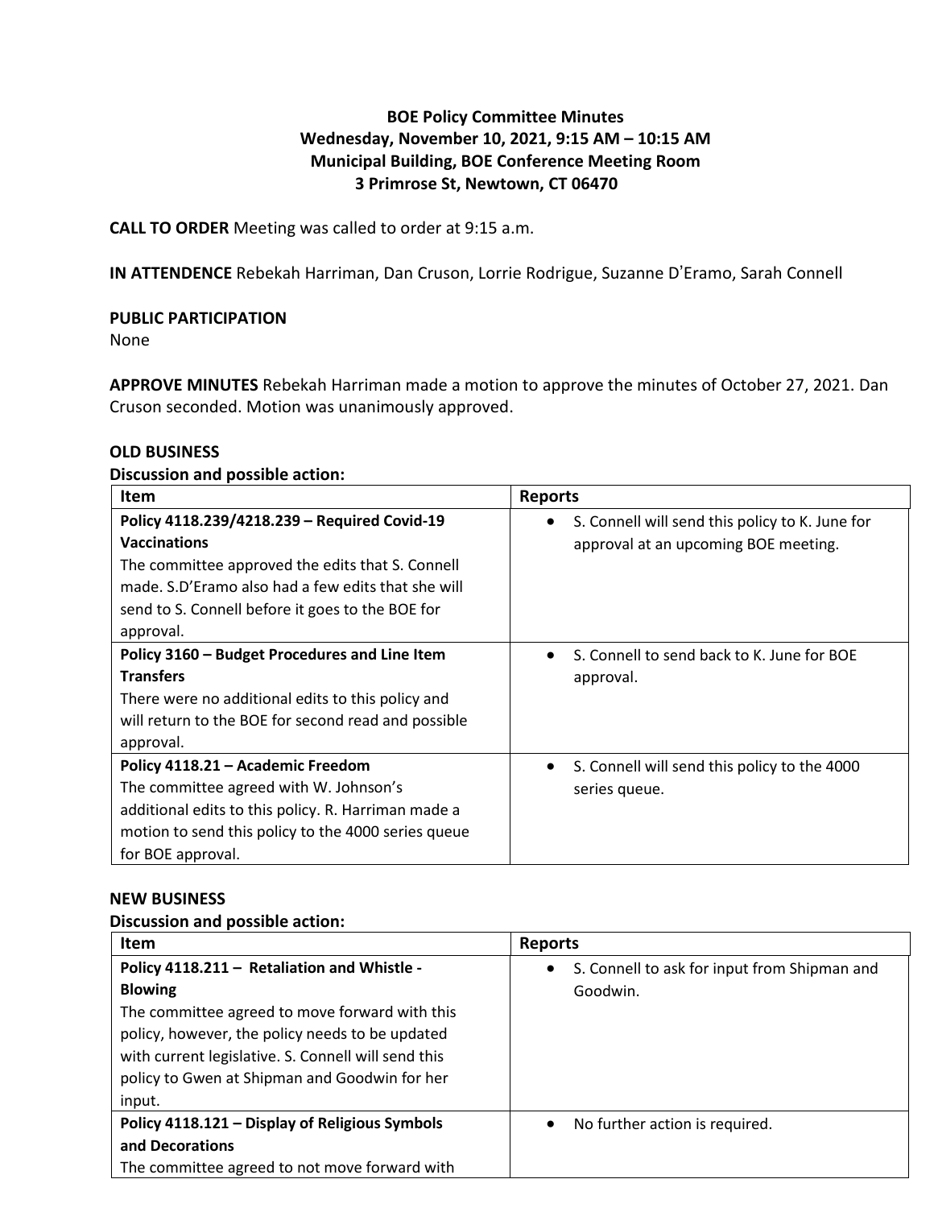**BOE Policy Committee Minutes**
**Wednesday, November 10, 2021, 9:15 AM – 10:15 AM**
**Municipal Building, BOE Conference Meeting Room**
**3 Primrose St, Newtown, CT 06470**

**CALL TO ORDER** Meeting was called to order at 9:15 a.m.

**IN ATTENDENCE** Rebekah Harriman, Dan Cruson, Lorrie Rodrigue, Suzanne D'Eramo, Sarah Connell

**PUBLIC PARTICIPATION**
None

**APPROVE MINUTES** Rebekah Harriman made a motion to approve the minutes of October 27, 2021. Dan Cruson seconded. Motion was unanimously approved.

**OLD BUSINESS**
**Discussion and possible action:**

| **Item** | **Reports** |
|---|---|
| **Policy 4118.239/4218.239 – Required Covid-19 Vaccinations** The committee approved the edits that S. Connell made. S.D'Eramo also had a few edits that she will send to S. Connell before it goes to the BOE for approval. | • S. Connell will send this policy to K. June for approval at an upcoming BOE meeting. |
| **Policy 3160 – Budget Procedures and Line Item Transfers** There were no additional edits to this policy and will return to the BOE for second read and possible approval. | • S. Connell to send back to K. June for BOE approval. |
| **Policy 4118.21 – Academic Freedom** The committee agreed with W. Johnson's additional edits to this policy. R. Harriman made a motion to send this policy to the 4000 series queue for BOE approval. | • S. Connell will send this policy to the 4000 series queue. |

**NEW BUSINESS**
**Discussion and possible action:**

| **Item** | **Reports** |
|---|---|
| **Policy 4118.211 – Retaliation and Whistle - Blowing** The committee agreed to move forward with this policy, however, the policy needs to be updated with current legislative. S. Connell will send this policy to Gwen at Shipman and Goodwin for her input. | • S. Connell to ask for input from Shipman and Goodwin. |
| **Policy 4118.121 – Display of Religious Symbols and Decorations** The committee agreed to not move forward with | • No further action is required. |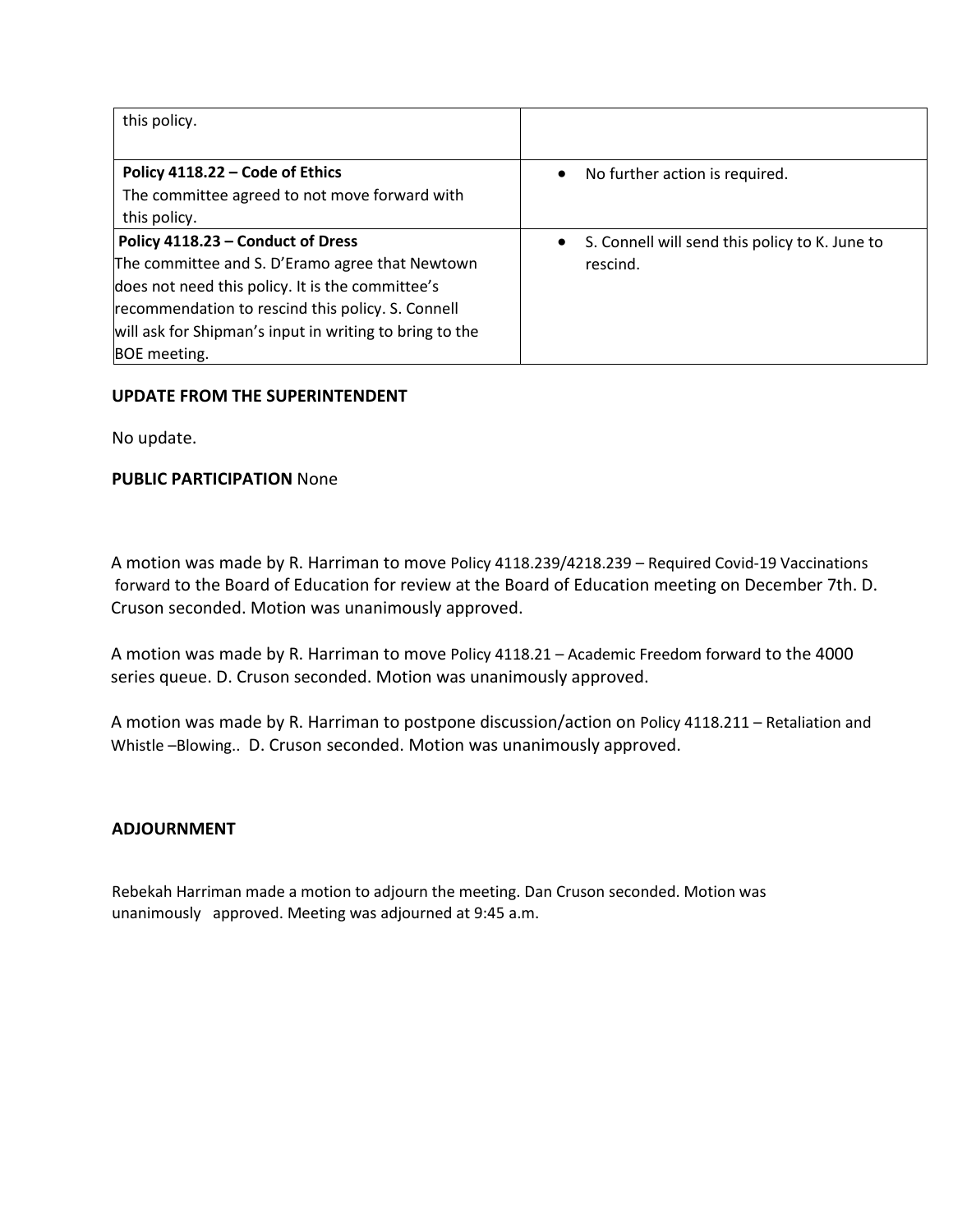| | |
|---|---|
| this policy. | |
| **Policy 4118.22 – Code of Ethics**<br>The committee agreed to not move forward with this policy. | • No further action is required. |
| **Policy 4118.23 – Conduct of Dress**<br>The committee and S. D'Eramo agree that Newtown does not need this policy. It is the committee's recommendation to rescind this policy. S. Connell will ask for Shipman's input in writing to bring to the BOE meeting. | • S. Connell will send this policy to K. June to rescind. |

**UPDATE FROM THE SUPERINTENDENT**

No update.

**PUBLIC PARTICIPATION** None

A motion was made by R. Harriman to move Policy 4118.239/4218.239 – Required Covid-19 Vaccinations forward to the Board of Education for review at the Board of Education meeting on December 7th. D. Cruson seconded. Motion was unanimously approved.

A motion was made by R. Harriman to move Policy 4118.21 – Academic Freedom forward to the 4000 series queue. D. Cruson seconded. Motion was unanimously approved.

A motion was made by R. Harriman to postpone discussion/action on Policy 4118.211 – Retaliation and Whistle –Blowing.. D. Cruson seconded. Motion was unanimously approved.

**ADJOURNMENT**

Rebekah Harriman made a motion to adjourn the meeting. Dan Cruson seconded. Motion was unanimously approved. Meeting was adjourned at 9:45 a.m.